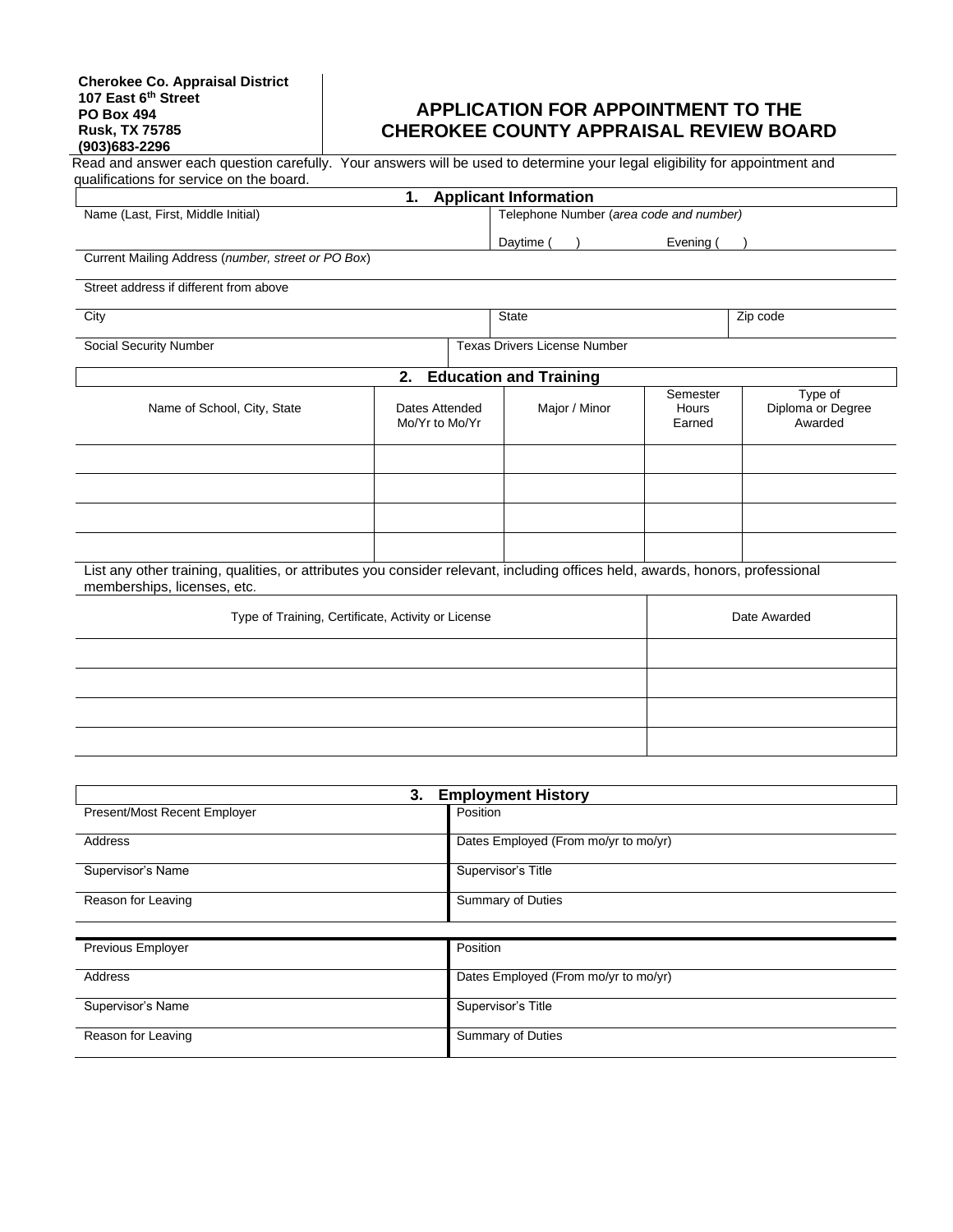**Cherokee Co. Appraisal District**
**107 East 6th Street**
**PO Box 494**
**Rusk, TX 75785**
**(903)683-2296**

# APPLICATION FOR APPOINTMENT TO THE CHEROKEE COUNTY APPRAISAL REVIEW BOARD

Read and answer each question carefully. Your answers will be used to determine your legal eligibility for appointment and qualifications for service on the board.

## 1. Applicant Information

| Name (Last, First, Middle Initial) | Telephone Number (*area code and number*) Daytime ( ) Evening ( ) |
|---|---|
| Current Mailing Address (*number, street or PO Box*) | |
| Street address if different from above | |
| City | State / Zip code |
| Social Security Number | Texas Drivers License Number |

## 2. Education and Training

| Name of School, City, State | Dates Attended Mo/Yr to Mo/Yr | Major / Minor | Semester Hours Earned | Type of Diploma or Degree Awarded |
|---|---|---|---|---|
| | | | | |
| | | | | |
| | | | | |
| | | | | |

List any other training, qualities, or attributes you consider relevant, including offices held, awards, honors, professional memberships, licenses, etc.

| Type of Training, Certificate, Activity or License | Date Awarded |
|---|---|
| | |
| | |
| | |
| | |

## 3. Employment History

| Present/Most Recent Employer | Position |
|---|---|
| Address | Dates Employed (From mo/yr to mo/yr) |
| Supervisor's Name | Supervisor's Title |
| Reason for Leaving | Summary of Duties |

| Previous Employer | Position |
|---|---|
| Address | Dates Employed (From mo/yr to mo/yr) |
| Supervisor's Name | Supervisor's Title |
| Reason for Leaving | Summary of Duties |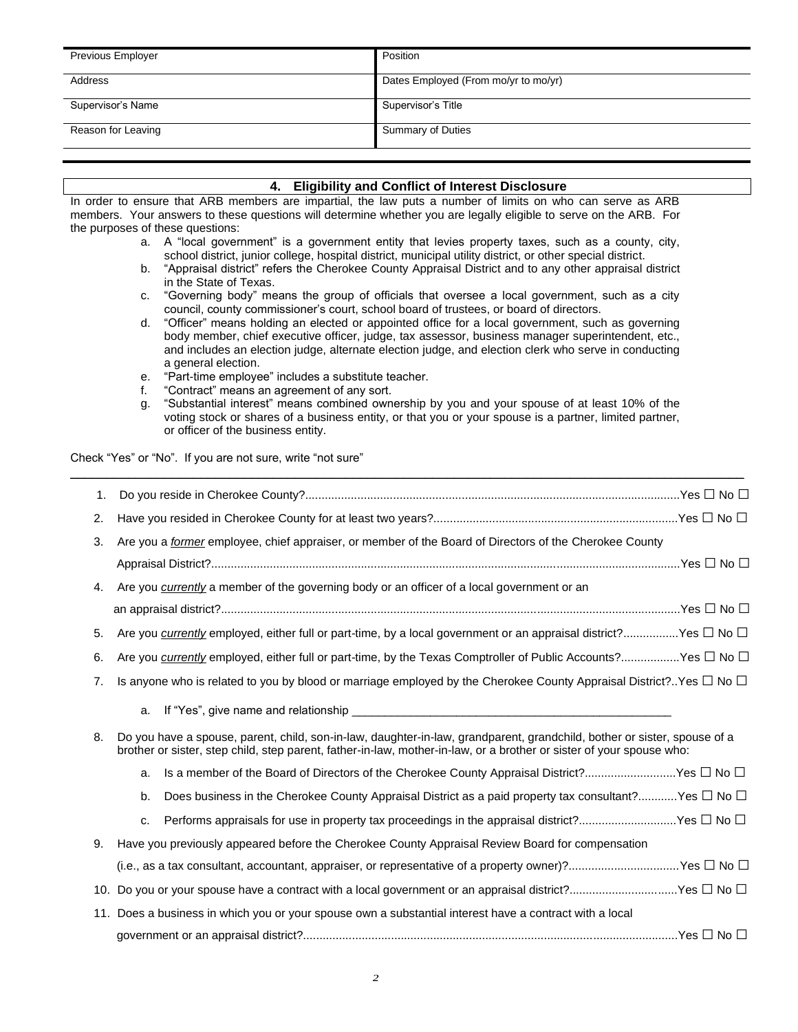| Previous Employer | Position |
| --- | --- |
| Address | Dates Employed (From mo/yr to mo/yr) |
| Supervisor's Name | Supervisor's Title |
| Reason for Leaving | Summary of Duties |

## 4. Eligibility and Conflict of Interest Disclosure

In order to ensure that ARB members are impartial, the law puts a number of limits on who can serve as ARB members. Your answers to these questions will determine whether you are legally eligible to serve on the ARB. For the purposes of these questions:

a. A "local government" is a government entity that levies property taxes, such as a county, city, school district, junior college, hospital district, municipal utility district, or other special district.
b. "Appraisal district" refers the Cherokee County Appraisal District and to any other appraisal district in the State of Texas.
c. "Governing body" means the group of officials that oversee a local government, such as a city council, county commissioner's court, school board of trustees, or board of directors.
d. "Officer" means holding an elected or appointed office for a local government, such as governing body member, chief executive officer, judge, tax assessor, business manager superintendent, etc., and includes an election judge, alternate election judge, and election clerk who serve in conducting a general election.
e. "Part-time employee" includes a substitute teacher.
f. "Contract" means an agreement of any sort.
g. "Substantial interest" means combined ownership by you and your spouse of at least 10% of the voting stock or shares of a business entity, or that you or your spouse is a partner, limited partner, or officer of the business entity.

Check "Yes" or "No". If you are not sure, write "not sure"

1. Do you reside in Cherokee County?....................Yes ☐ No ☐
2. Have you resided in Cherokee County for at least two years?....................Yes ☐ No ☐
3. Are you a *__former__* employee, chief appraiser, or member of the Board of Directors of the Cherokee County Appraisal District?....................Yes ☐ No ☐
4. Are you *__currently__* a member of the governing body or an officer of a local government or an appraisal district?....................Yes ☐ No ☐
5. Are you *__currently__* employed, either full or part-time, by a local government or an appraisal district?....................Yes ☐ No ☐
6. Are you *__currently__* employed, either full or part-time, by the Texas Comptroller of Public Accounts?....................Yes ☐ No ☐
7. Is anyone who is related to you by blood or marriage employed by the Cherokee County Appraisal District?..Yes ☐ No ☐
   a. If "Yes", give name and relationship ______________________________
8. Do you have a spouse, parent, child, son-in-law, daughter-in-law, grandparent, grandchild, bother or sister, spouse of a brother or sister, step child, step parent, father-in-law, mother-in-law, or a brother or sister of your spouse who:
   a. Is a member of the Board of Directors of the Cherokee County Appraisal District?....................Yes ☐ No ☐
   b. Does business in the Cherokee County Appraisal District as a paid property tax consultant?....................Yes ☐ No ☐
   c. Performs appraisals for use in property tax proceedings in the appraisal district?....................Yes ☐ No ☐
9. Have you previously appeared before the Cherokee County Appraisal Review Board for compensation (i.e., as a tax consultant, accountant, appraiser, or representative of a property owner)?....................Yes ☐ No ☐
10. Do you or your spouse have a contract with a local government or an appraisal district?....................Yes ☐ No ☐
11. Does a business in which you or your spouse own a substantial interest have a contract with a local government or an appraisal district?....................Yes ☐ No ☐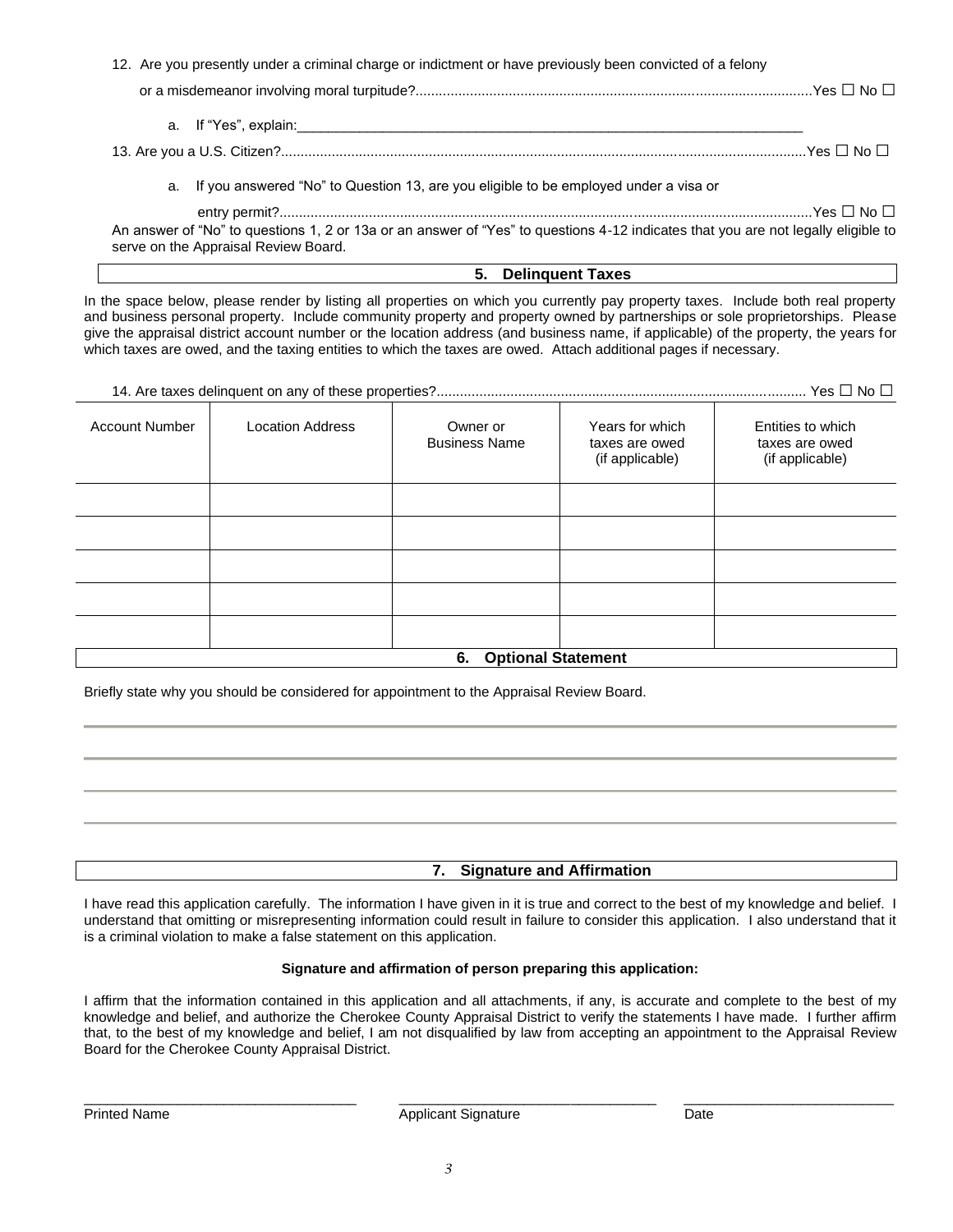12. Are you presently under a criminal charge or indictment or have previously been convicted of a felony or a misdemeanor involving moral turpitude?....................................................................................................Yes ☐ No ☐

    a. If "Yes", explain:____________________________________________________________________

13. Are you a U.S. Citizen?....................................................................................................................................Yes ☐ No ☐

    a. If you answered "No" to Question 13, are you eligible to be employed under a visa or entry permit?........................................................................................................................................Yes ☐ No ☐

An answer of "No" to questions 1, 2 or 13a or an answer of "Yes" to questions 4-12 indicates that you are not legally eligible to serve on the Appraisal Review Board.

## 5. Delinquent Taxes

In the space below, please render by listing all properties on which you currently pay property taxes. Include both real property and business personal property. Include community property and property owned by partnerships or sole proprietorships. Please give the appraisal district account number or the location address (and business name, if applicable) of the property, the years for which taxes are owed, and the taxing entities to which the taxes are owed. Attach additional pages if necessary.

14. Are taxes delinquent on any of these properties?............................................................................................ Yes ☐ No ☐

| Account Number | Location Address | Owner or Business Name | Years for which taxes are owed (if applicable) | Entities to which taxes are owed (if applicable) |
|---|---|---|---|---|
| | | | | |
| | | | | |
| | | | | |
| | | | | |
| | | | | |

## 6. Optional Statement

Briefly state why you should be considered for appointment to the Appraisal Review Board.

______________________________________________________________________________

______________________________________________________________________________

______________________________________________________________________________

______________________________________________________________________________

## 7. Signature and Affirmation

I have read this application carefully. The information I have given in it is true and correct to the best of my knowledge and belief. I understand that omitting or misrepresenting information could result in failure to consider this application. I also understand that it is a criminal violation to make a false statement on this application.

**Signature and affirmation of person preparing this application:**

I affirm that the information contained in this application and all attachments, if any, is accurate and complete to the best of my knowledge and belief, and authorize the Cherokee County Appraisal District to verify the statements I have made. I further affirm that, to the best of my knowledge and belief, I am not disqualified by law from accepting an appointment to the Appraisal Review Board for the Cherokee County Appraisal District.

___________________________________ &nbsp;&nbsp; ___________________________________ &nbsp;&nbsp; ___________________________

Printed Name &nbsp;&nbsp;&nbsp;&nbsp;&nbsp;&nbsp;&nbsp;&nbsp;&nbsp;&nbsp;&nbsp;&nbsp;&nbsp;&nbsp;&nbsp;&nbsp;&nbsp;&nbsp;&nbsp;&nbsp;&nbsp;&nbsp;&nbsp;&nbsp;&nbsp;&nbsp; Applicant Signature &nbsp;&nbsp;&nbsp;&nbsp;&nbsp;&nbsp;&nbsp;&nbsp;&nbsp;&nbsp;&nbsp;&nbsp;&nbsp;&nbsp;&nbsp;&nbsp;&nbsp;&nbsp;&nbsp;&nbsp; Date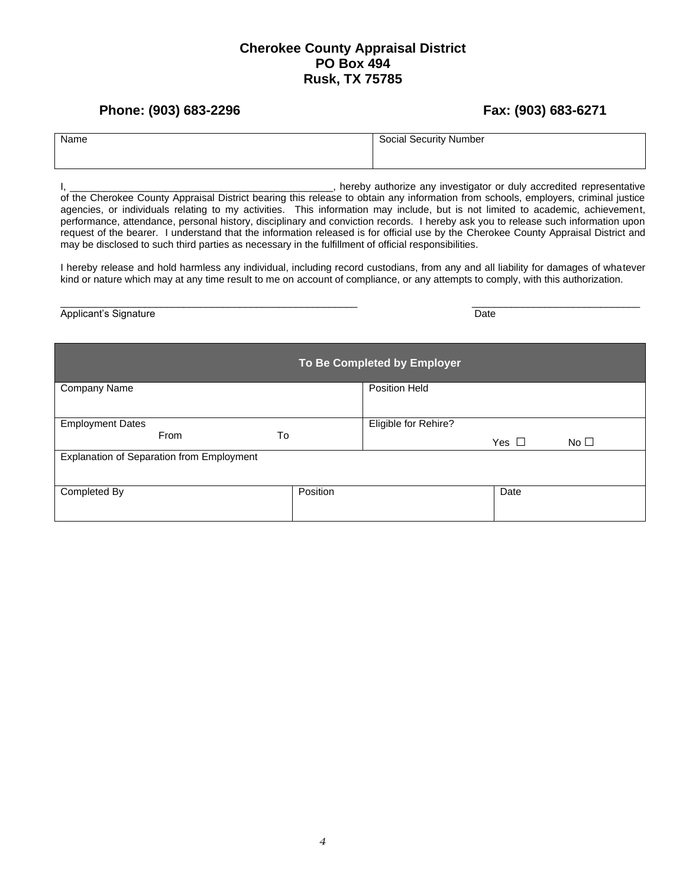**Cherokee County Appraisal District**
**PO Box 494**
**Rusk, TX 75785**

**Phone: (903) 683-2296** **Fax: (903) 683-6271**

| Name | Social Security Number |
|---|---|
| | |

I, _______________________________________________, hereby authorize any investigator or duly accredited representative of the Cherokee County Appraisal District bearing this release to obtain any information from schools, employers, criminal justice agencies, or individuals relating to my activities. This information may include, but is not limited to academic, achievement, performance, attendance, personal history, disciplinary and conviction records. I hereby ask you to release such information upon request of the bearer. I understand that the information released is for official use by the Cherokee County Appraisal District and may be disclosed to such third parties as necessary in the fulfillment of official responsibilities.

I hereby release and hold harmless any individual, including record custodians, from any and all liability for damages of whatever kind or nature which may at any time result to me on account of compliance, or any attempts to comply, with this authorization.

_______________________________________________ ______________________________
Applicant's Signature Date

| **To Be Completed by Employer** | | |
|---|---|---|
| Company Name | | Position Held |
| Employment Dates From To | | Eligible for Rehire? Yes ☐ No ☐ |
| Explanation of Separation from Employment | | |
| Completed By | Position | Date |